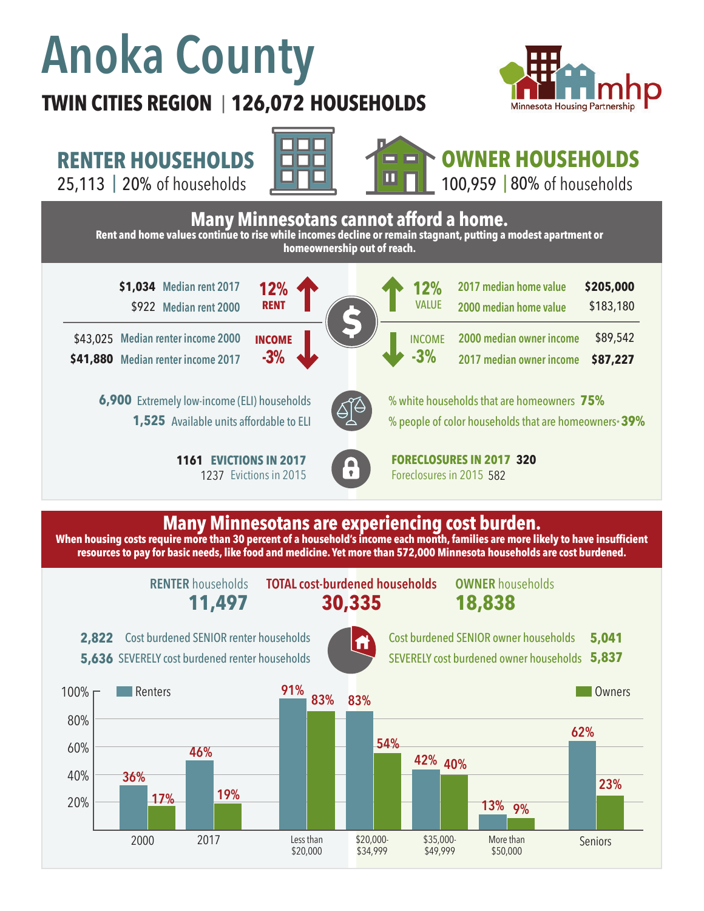# Anoka County

**TWIN CITIES REGION | 126,072 HOUSEHOLDS**

Minnesota Housing Partnership

## RENTER HOUSEHOLDS

25,113 | 20% of households

## OWNER HOUSEHOLDS

100,959 | 80% of households

## Many Minnesotans cannot afford a home.

**Rent and home values continue to rise while incomes decline or remain stagnant, putting a modest apartment or homeownership out of reach.**

| Renters | | Change | Owners | |
|---|---|---|---|---|
| **$1,034** | Median rent 2017 | **12% RENT** ↑ | 2017 median home value | **$205,000** |
| $922 | Median rent 2000 | **12% VALUE** ↑ | 2000 median home value | $183,180 |
| $43,025 | Median renter income 2000 | **INCOME -3%** ↓ | 2000 median owner income | $89,542 |
| **$41,880** | Median renter income 2017 | **INCOME -3%** ↓ | 2017 median owner income | **$87,227** |

**6,900** Extremely low-income (ELI) households

**1,525** Available units affordable to ELI

% white households that are homeowners **75%**

% people of color households that are homeowners* **39%**

**1161 EVICTIONS IN 2017**

1237 Evictions in 2015

**FORECLOSURES IN 2017 320**

Foreclosures in 2015 582

## Many Minnesotans are experiencing cost burden.

**When housing costs require more than 30 percent of a household's income each month, families are more likely to have insufficient resources to pay for basic needs, like food and medicine. Yet more than 572,000 Minnesota households are cost burdened.**

| RENTER households | TOTAL cost-burdened households | OWNER households |
|---|---|---|
| **11,497** | **30,335** | **18,838** |

**2,822** Cost burdened SENIOR renter households

**5,636** SEVERELY cost burdened renter households

Cost burdened SENIOR owner households **5,041**

SEVERELY cost burdened owner households **5,837**

| | Renters | Owners |
|---|---|---|
| 2000 | 36% | 17% |
| 2017 | 46% | 19% |
| Less than $20,000 | 91% | 83% |
| $20,000-$34,999 | 83% | 54% |
| $35,000-$49,999 | 42% | 40% |
| More than $50,000 | 13% | 9% |
| Seniors | 62% | 23% |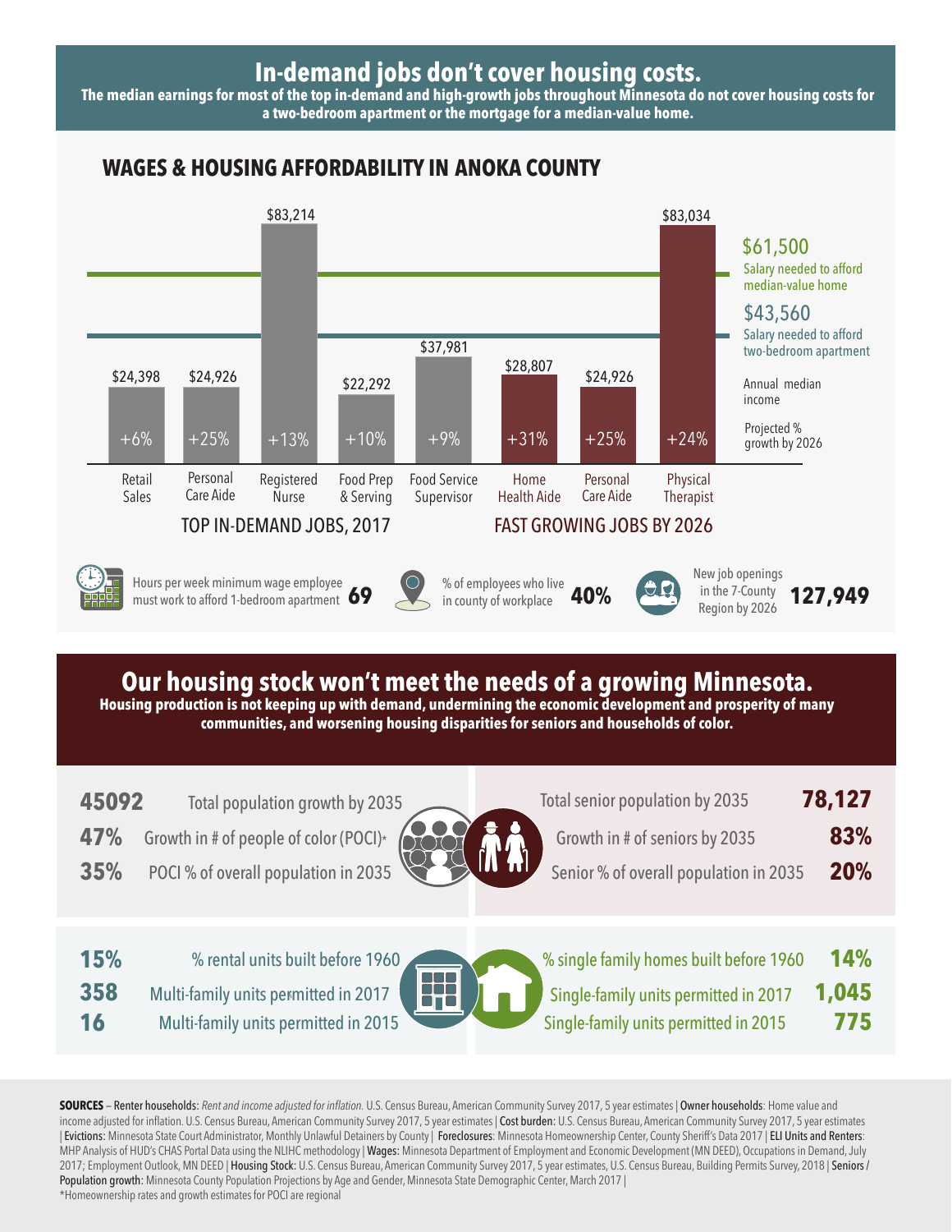# In-demand jobs don't cover housing costs.

**The median earnings for most of the top in-demand and high-growth jobs throughout Minnesota do not cover housing costs for a two-bedroom apartment or the mortgage for a median-value home.**

## WAGES & HOUSING AFFORDABILITY IN ANOKA COUNTY

$61,500
Salary needed to afford median-value home

$43,560
Salary needed to afford two-bedroom apartment

Annual median income

Projected % growth by 2026

TOP IN-DEMAND JOBS, 2017

Retail Sales: $24,398, +6%
Personal Care Aide: $24,926, +25%
Registered Nurse: $83,214, +13%
Food Prep & Serving: $22,292, +10%
Food Service Supervisor: $37,981, +9%

FAST GROWING JOBS BY 2026

Home Health Aide: $28,807, +31%
Personal Care Aide: $24,926, +25%
Physical Therapist: $83,034, +24%

Hours per week minimum wage employee must work to afford 1-bedroom apartment **69**

% of employees who live in county of workplace **40%**

New job openings in the 7-County Region by 2026 **127,949**

# Our housing stock won't meet the needs of a growing Minnesota.

**Housing production is not keeping up with demand, undermining the economic development and prosperity of many communities, and worsening housing disparities for seniors and households of color.**

| | |
|---|---|
| **45092** | Total population growth by 2035 |
| **47%** | Growth in # of people of color (POCI)* |
| **35%** | POCI % of overall population in 2035 |

| | |
|---|---|
| Total senior population by 2035 | **78,127** |
| Growth in # of seniors by 2035 | **83%** |
| Senior % of overall population in 2035 | **20%** |

| | |
|---|---|
| **15%** | % rental units built before 1960 |
| **358** | Multi-family units permitted in 2017 |
| **16** | Multi-family units permitted in 2015 |

| | |
|---|---|
| % single family homes built before 1960 | **14%** |
| Single-family units permitted in 2017 | **1,045** |
| Single-family units permitted in 2015 | **775** |

**SOURCES** – Renter households: *Rent and income adjusted for inflation.* U.S. Census Bureau, American Community Survey 2017, 5 year estimates | Owner households: Home value and income adjusted for inflation. U.S. Census Bureau, American Community Survey 2017, 5 year estimates | Cost burden: U.S. Census Bureau, American Community Survey 2017, 5 year estimates | Evictions: Minnesota State Court Administrator, Monthly Unlawful Detainers by County | Foreclosures: Minnesota Homeownership Center, County Sheriff's Data 2017 | ELI Units and Renters: MHP Analysis of HUD's CHAS Portal Data using the NLIHC methodology | Wages: Minnesota Department of Employment and Economic Development (MN DEED), Occupations in Demand, July 2017; Employment Outlook, MN DEED | Housing Stock: U.S. Census Bureau, American Community Survey 2017, 5 year estimates, U.S. Census Bureau, Building Permits Survey, 2018 | Seniors / Population growth: Minnesota County Population Projections by Age and Gender, Minnesota State Demographic Center, March 2017 |
*Homeownership rates and growth estimates for POCI are regional